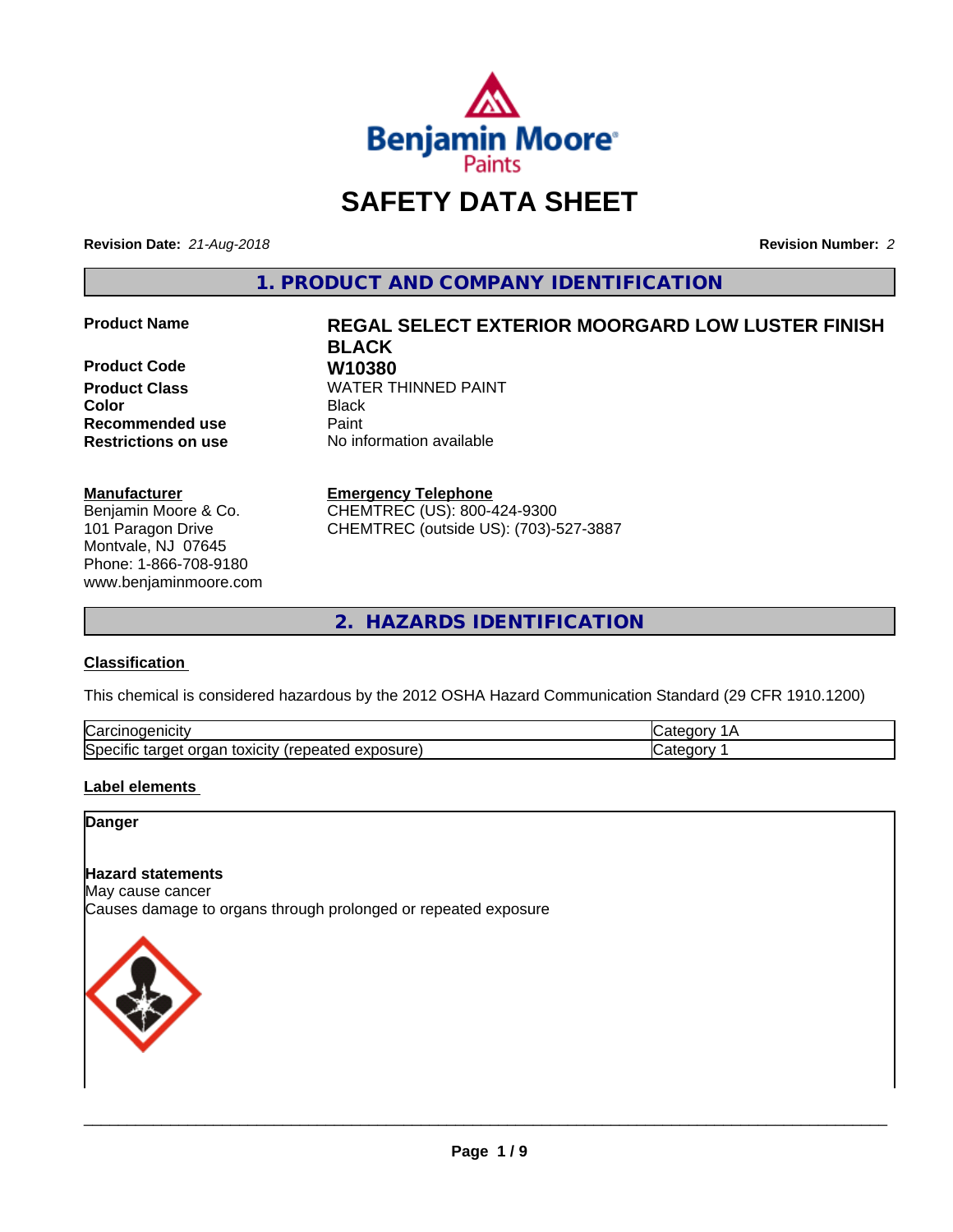# SAFETY DATA SHEET

**Revision Date:** *21-Aug-2018*

**Revision Number:** *2*

## 1. PRODUCT AND COMPANY IDENTIFICATION

| | |
|---|---|
| **Product Name** | **REGAL SELECT EXTERIOR MOORGARD LOW LUSTER FINISH BLACK** |
| **Product Code** | **W10380** |
| **Product Class** | WATER THINNED PAINT |
| **Color** | Black |
| **Recommended use** | Paint |
| **Restrictions on use** | No information available |

**Manufacturer**
Benjamin Moore & Co.
101 Paragon Drive
Montvale, NJ 07645
Phone: 1-866-708-9180
www.benjaminmoore.com

**Emergency Telephone**
CHEMTREC (US): 800-424-9300
CHEMTREC (outside US): (703)-527-3887

## 2. HAZARDS IDENTIFICATION

### Classification

This chemical is considered hazardous by the 2012 OSHA Hazard Communication Standard (29 CFR 1910.1200)

| | |
|---|---|
| Carcinogenicity | Category 1A |
| Specific target organ toxicity (repeated exposure) | Category 1 |

### Label elements

**Danger**

**Hazard statements**
May cause cancer
Causes damage to organs through prolonged or repeated exposure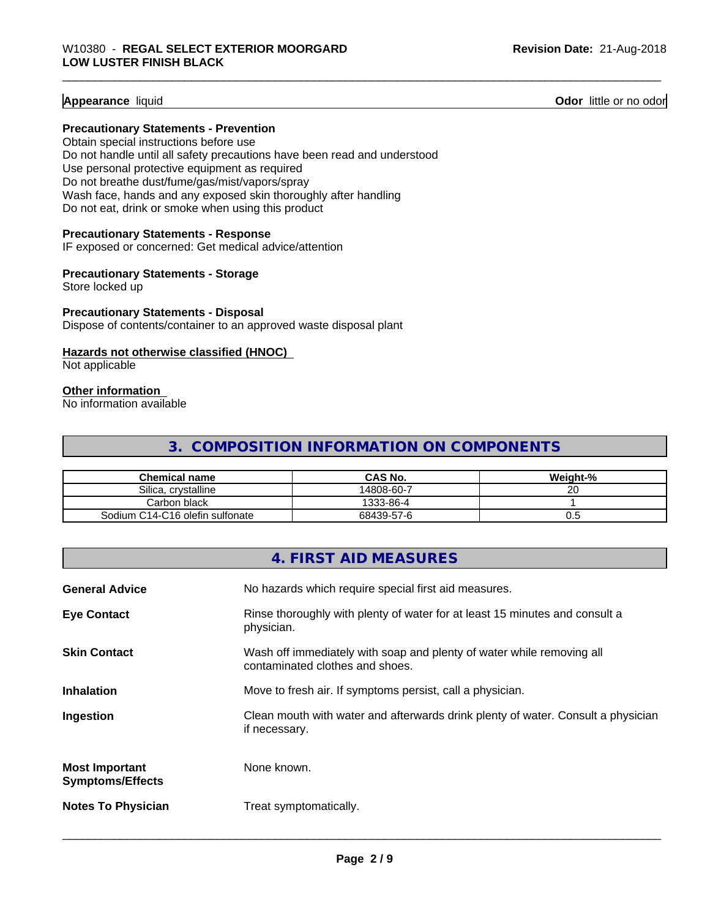**Appearance** liquid **Odor** little or no odor

**Precautionary Statements - Prevention**

Obtain special instructions before use
Do not handle until all safety precautions have been read and understood
Use personal protective equipment as required
Do not breathe dust/fume/gas/mist/vapors/spray
Wash face, hands and any exposed skin thoroughly after handling
Do not eat, drink or smoke when using this product

**Precautionary Statements - Response**

IF exposed or concerned: Get medical advice/attention

**Precautionary Statements - Storage**

Store locked up

**Precautionary Statements - Disposal**

Dispose of contents/container to an approved waste disposal plant

**Hazards not otherwise classified (HNOC)**

Not applicable

**Other information**

No information available

## 3. COMPOSITION INFORMATION ON COMPONENTS

| Chemical name | CAS No. | Weight-% |
|---|---|---|
| Silica, crystalline | 14808-60-7 | 20 |
| Carbon black | 1333-86-4 | 1 |
| Sodium C14-C16 olefin sulfonate | 68439-57-6 | 0.5 |

## 4. FIRST AID MEASURES

**General Advice** No hazards which require special first aid measures.

**Eye Contact** Rinse thoroughly with plenty of water for at least 15 minutes and consult a physician.

**Skin Contact** Wash off immediately with soap and plenty of water while removing all contaminated clothes and shoes.

**Inhalation** Move to fresh air. If symptoms persist, call a physician.

**Ingestion** Clean mouth with water and afterwards drink plenty of water. Consult a physician if necessary.

**Most Important Symptoms/Effects** None known.

**Notes To Physician** Treat symptomatically.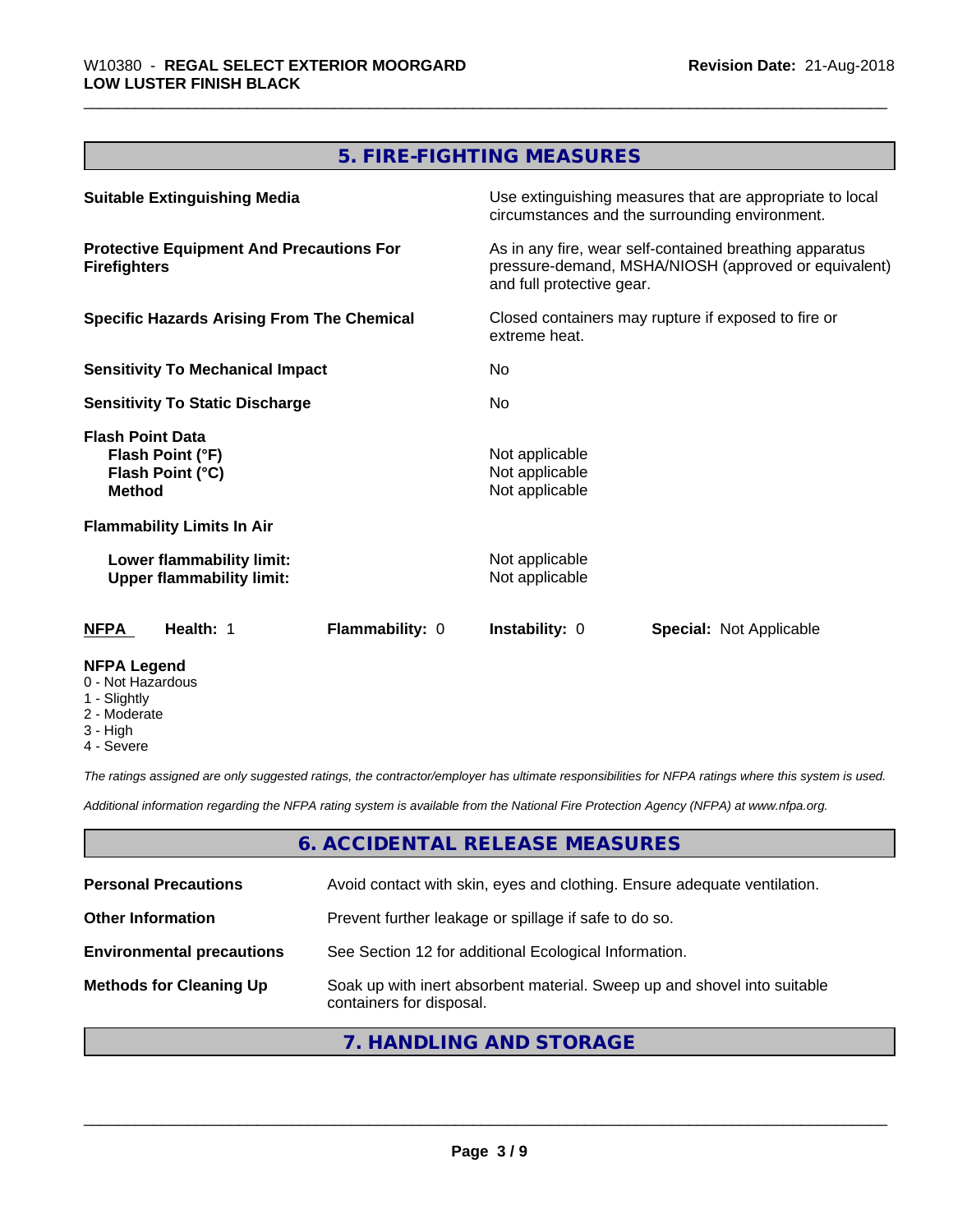## 5. FIRE-FIGHTING MEASURES

| | |
|---|---|
| **Suitable Extinguishing Media** | Use extinguishing measures that are appropriate to local circumstances and the surrounding environment. |
| **Protective Equipment And Precautions For Firefighters** | As in any fire, wear self-contained breathing apparatus pressure-demand, MSHA/NIOSH (approved or equivalent) and full protective gear. |
| **Specific Hazards Arising From The Chemical** | Closed containers may rupture if exposed to fire or extreme heat. |
| **Sensitivity To Mechanical Impact** | No |
| **Sensitivity To Static Discharge** | No |
| **Flash Point Data** | |
| **Flash Point (°F)** | Not applicable |
| **Flash Point (°C)** | Not applicable |
| **Method** | Not applicable |
| **Flammability Limits In Air** | |
| **Lower flammability limit:** | Not applicable |
| **Upper flammability limit:** | Not applicable |

| **NFPA** | **Health:** 1 | **Flammability:** 0 | **Instability:** 0 | **Special:** Not Applicable |
|---|---|---|---|---|

**NFPA Legend**

- 0 - Not Hazardous
- 1 - Slightly
- 2 - Moderate
- 3 - High
- 4 - Severe

*The ratings assigned are only suggested ratings, the contractor/employer has ultimate responsibilities for NFPA ratings where this system is used.*

*Additional information regarding the NFPA rating system is available from the National Fire Protection Agency (NFPA) at www.nfpa.org.*

## 6. ACCIDENTAL RELEASE MEASURES

| | |
|---|---|
| **Personal Precautions** | Avoid contact with skin, eyes and clothing. Ensure adequate ventilation. |
| **Other Information** | Prevent further leakage or spillage if safe to do so. |
| **Environmental precautions** | See Section 12 for additional Ecological Information. |
| **Methods for Cleaning Up** | Soak up with inert absorbent material. Sweep up and shovel into suitable containers for disposal. |

## 7. HANDLING AND STORAGE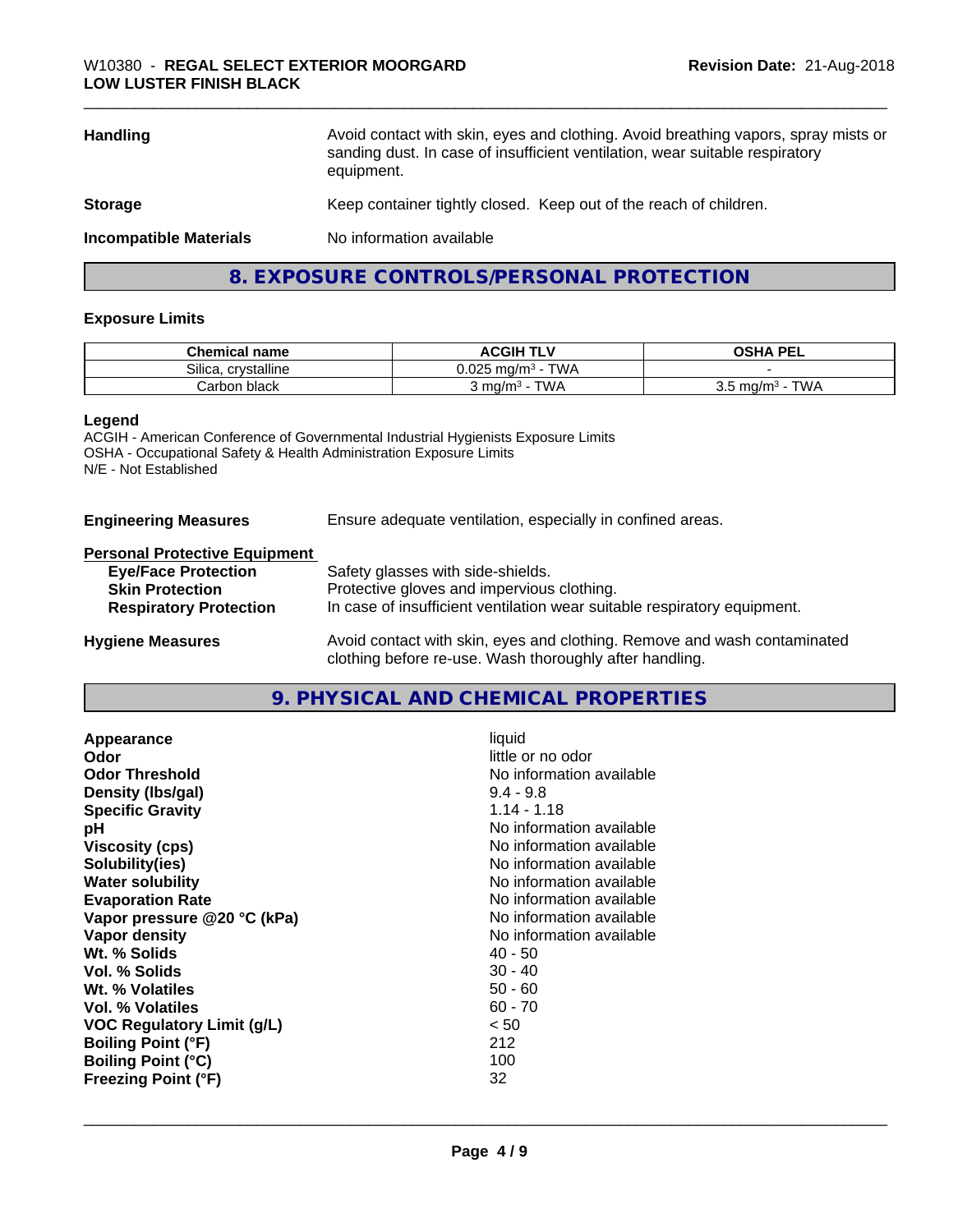| | |
|---|---|
| **Handling** | Avoid contact with skin, eyes and clothing. Avoid breathing vapors, spray mists or sanding dust. In case of insufficient ventilation, wear suitable respiratory equipment. |
| **Storage** | Keep container tightly closed. Keep out of the reach of children. |
| **Incompatible Materials** | No information available |

## 8. EXPOSURE CONTROLS/PERSONAL PROTECTION

### Exposure Limits

| Chemical name | ACGIH TLV | OSHA PEL |
|---|---|---|
| Silica, crystalline | 0.025 mg/m³ - TWA | - |
| Carbon black | 3 mg/m³ - TWA | 3.5 mg/m³ - TWA |

**Legend**
ACGIH - American Conference of Governmental Industrial Hygienists Exposure Limits
OSHA - Occupational Safety & Health Administration Exposure Limits
N/E - Not Established

**Engineering Measures** Ensure adequate ventilation, especially in confined areas.

**Personal Protective Equipment**

| | |
|---|---|
| **Eye/Face Protection** | Safety glasses with side-shields. |
| **Skin Protection** | Protective gloves and impervious clothing. |
| **Respiratory Protection** | In case of insufficient ventilation wear suitable respiratory equipment. |

**Hygiene Measures** Avoid contact with skin, eyes and clothing. Remove and wash contaminated clothing before re-use. Wash thoroughly after handling.

## 9. PHYSICAL AND CHEMICAL PROPERTIES

| | |
|---|---|
| **Appearance** | liquid |
| **Odor** | little or no odor |
| **Odor Threshold** | No information available |
| **Density (lbs/gal)** | 9.4 - 9.8 |
| **Specific Gravity** | 1.14 - 1.18 |
| **pH** | No information available |
| **Viscosity (cps)** | No information available |
| **Solubility(ies)** | No information available |
| **Water solubility** | No information available |
| **Evaporation Rate** | No information available |
| **Vapor pressure @20 °C (kPa)** | No information available |
| **Vapor density** | No information available |
| **Wt. % Solids** | 40 - 50 |
| **Vol. % Solids** | 30 - 40 |
| **Wt. % Volatiles** | 50 - 60 |
| **Vol. % Volatiles** | 60 - 70 |
| **VOC Regulatory Limit (g/L)** | < 50 |
| **Boiling Point (°F)** | 212 |
| **Boiling Point (°C)** | 100 |
| **Freezing Point (°F)** | 32 |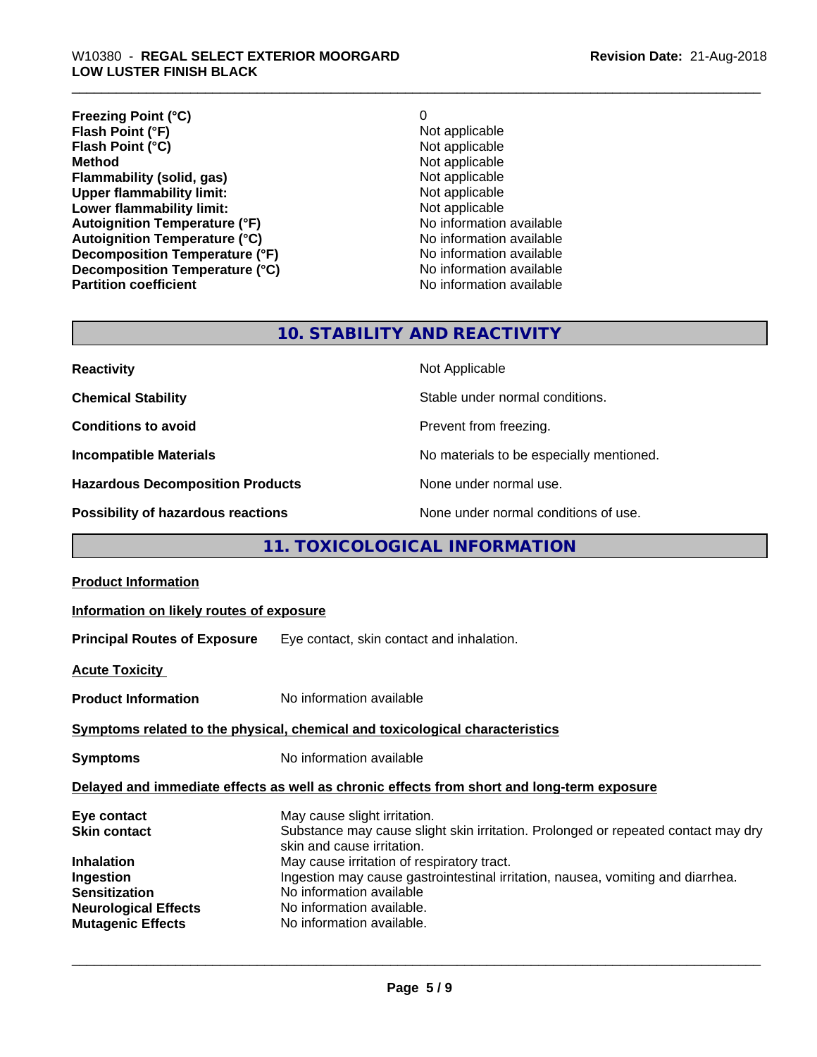| | |
|---|---|
| **Freezing Point (°C)** | 0 |
| **Flash Point (°F)** | Not applicable |
| **Flash Point (°C)** | Not applicable |
| **Method** | Not applicable |
| **Flammability (solid, gas)** | Not applicable |
| **Upper flammability limit:** | Not applicable |
| **Lower flammability limit:** | Not applicable |
| **Autoignition Temperature (°F)** | No information available |
| **Autoignition Temperature (°C)** | No information available |
| **Decomposition Temperature (°F)** | No information available |
| **Decomposition Temperature (°C)** | No information available |
| **Partition coefficient** | No information available |

## 10. STABILITY AND REACTIVITY

| | |
|---|---|
| **Reactivity** | Not Applicable |
| **Chemical Stability** | Stable under normal conditions. |
| **Conditions to avoid** | Prevent from freezing. |
| **Incompatible Materials** | No materials to be especially mentioned. |
| **Hazardous Decomposition Products** | None under normal use. |
| **Possibility of hazardous reactions** | None under normal conditions of use. |

## 11. TOXICOLOGICAL INFORMATION

**Product Information**

**Information on likely routes of exposure**

**Principal Routes of Exposure** Eye contact, skin contact and inhalation.

**Acute Toxicity**

**Product Information** No information available

**Symptoms related to the physical, chemical and toxicological characteristics**

**Symptoms** No information available

**Delayed and immediate effects as well as chronic effects from short and long-term exposure**

| | |
|---|---|
| **Eye contact** | May cause slight irritation. |
| **Skin contact** | Substance may cause slight skin irritation. Prolonged or repeated contact may dry skin and cause irritation. |
| **Inhalation** | May cause irritation of respiratory tract. |
| **Ingestion** | Ingestion may cause gastrointestinal irritation, nausea, vomiting and diarrhea. |
| **Sensitization** | No information available |
| **Neurological Effects** | No information available. |
| **Mutagenic Effects** | No information available. |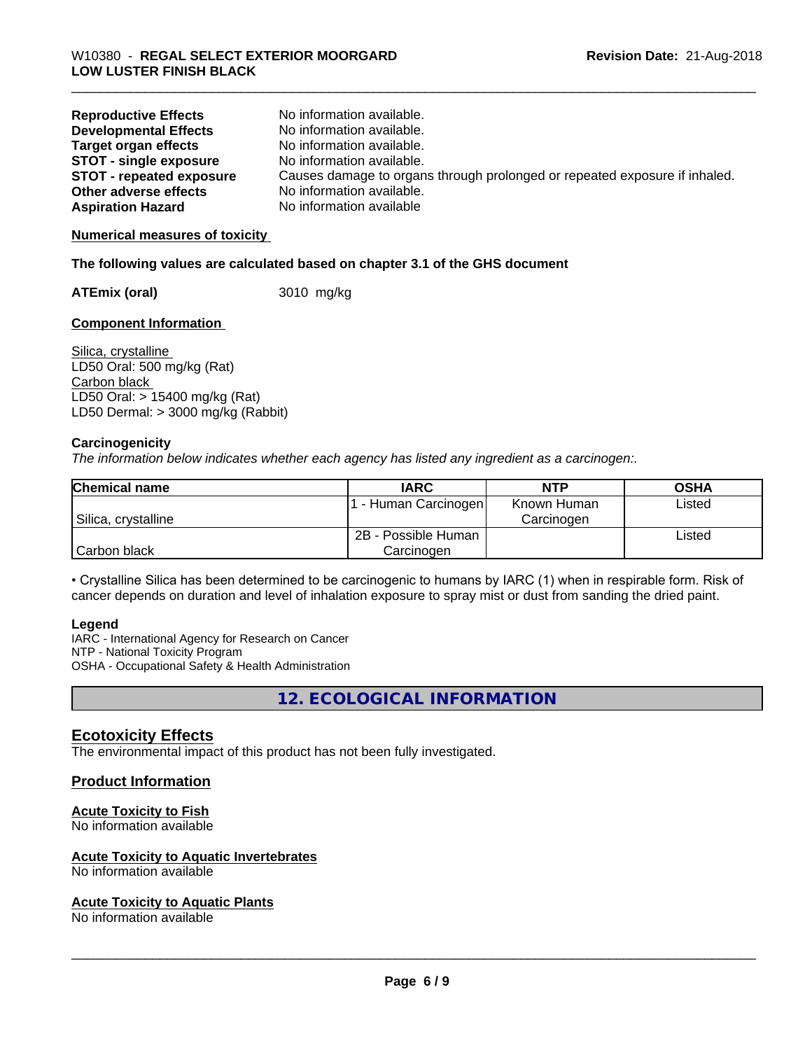| | |
|---|---|
| **Reproductive Effects** | No information available. |
| **Developmental Effects** | No information available. |
| **Target organ effects** | No information available. |
| **STOT - single exposure** | No information available. |
| **STOT - repeated exposure** | Causes damage to organs through prolonged or repeated exposure if inhaled. |
| **Other adverse effects** | No information available. |
| **Aspiration Hazard** | No information available |

**Numerical measures of toxicity**

**The following values are calculated based on chapter 3.1 of the GHS document**

**ATEmix (oral)** 3010 mg/kg

**Component Information**

Silica, crystalline
LD50 Oral: 500 mg/kg (Rat)
Carbon black
LD50 Oral: > 15400 mg/kg (Rat)
LD50 Dermal: > 3000 mg/kg (Rabbit)

**Carcinogenicity**

*The information below indicates whether each agency has listed any ingredient as a carcinogen:.*

| Chemical name | IARC | NTP | OSHA |
|---|---|---|---|
| Silica, crystalline | 1 - Human Carcinogen | Known Human Carcinogen | Listed |
| Carbon black | 2B - Possible Human Carcinogen | | Listed |

• Crystalline Silica has been determined to be carcinogenic to humans by IARC (1) when in respirable form. Risk of cancer depends on duration and level of inhalation exposure to spray mist or dust from sanding the dried paint.

**Legend**

IARC - International Agency for Research on Cancer
NTP - National Toxicity Program
OSHA - Occupational Safety & Health Administration

## 12. ECOLOGICAL INFORMATION

### Ecotoxicity Effects

The environmental impact of this product has not been fully investigated.

### Product Information

**Acute Toxicity to Fish**
No information available

**Acute Toxicity to Aquatic Invertebrates**
No information available

**Acute Toxicity to Aquatic Plants**
No information available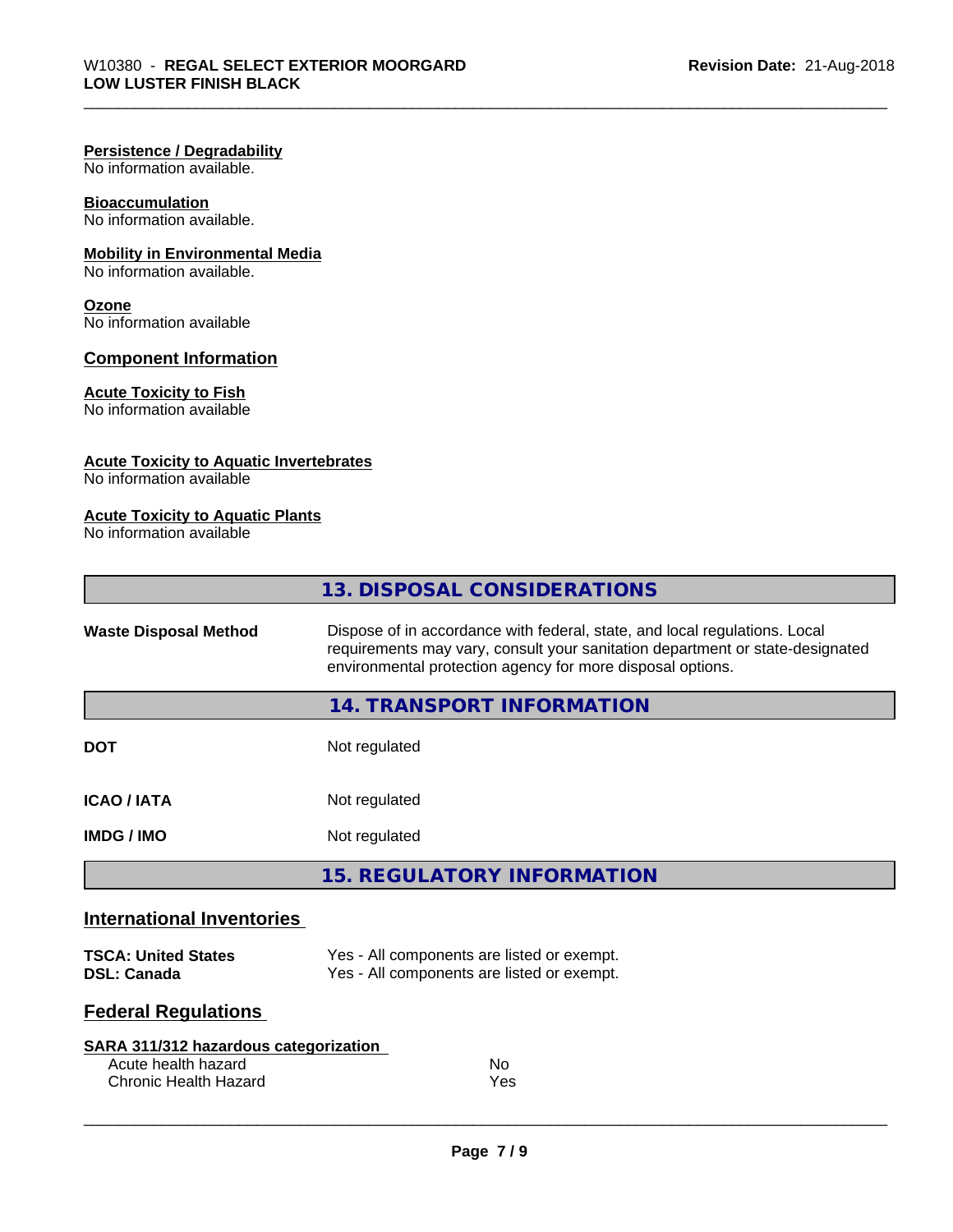#### Persistence / Degradability
No information available.

#### Bioaccumulation
No information available.

#### Mobility in Environmental Media
No information available.

#### Ozone
No information available

### Component Information

#### Acute Toxicity to Fish
No information available

#### Acute Toxicity to Aquatic Invertebrates
No information available

#### Acute Toxicity to Aquatic Plants
No information available

## 13. DISPOSAL CONSIDERATIONS

| | |
|---|---|
| **Waste Disposal Method** | Dispose of in accordance with federal, state, and local regulations. Local requirements may vary, consult your sanitation department or state-designated environmental protection agency for more disposal options. |

## 14. TRANSPORT INFORMATION

| | |
|---|---|
| **DOT** | Not regulated |
| **ICAO / IATA** | Not regulated |
| **IMDG / IMO** | Not regulated |

## 15. REGULATORY INFORMATION

### International Inventories

| | |
|---|---|
| **TSCA: United States** | Yes - All components are listed or exempt. |
| **DSL: Canada** | Yes - All components are listed or exempt. |

### Federal Regulations

#### SARA 311/312 hazardous categorization

| | |
|---|---|
| Acute health hazard | No |
| Chronic Health Hazard | Yes |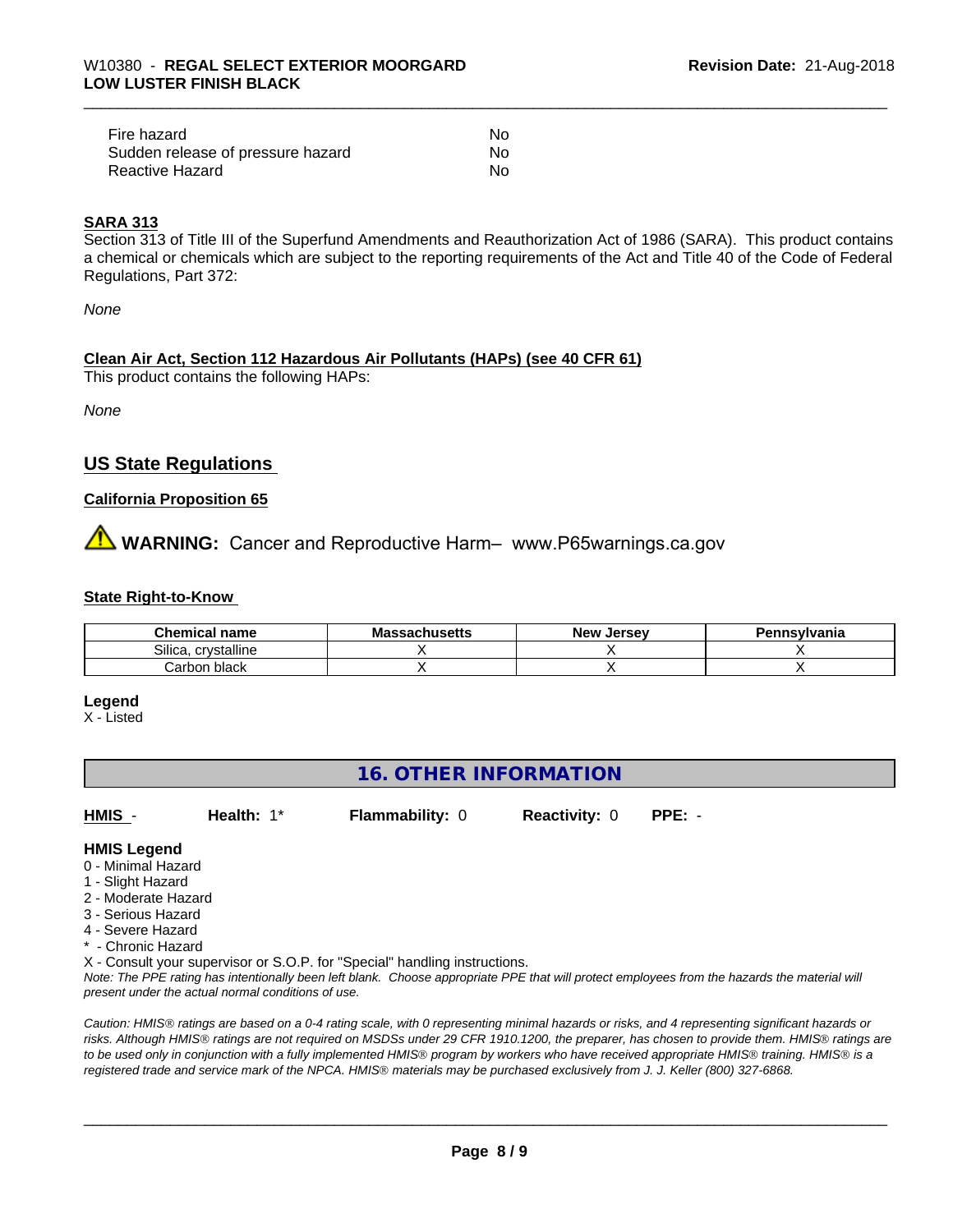| | |
|---|---|
| Fire hazard | No |
| Sudden release of pressure hazard | No |
| Reactive Hazard | No |

**SARA 313**

Section 313 of Title III of the Superfund Amendments and Reauthorization Act of 1986 (SARA). This product contains a chemical or chemicals which are subject to the reporting requirements of the Act and Title 40 of the Code of Federal Regulations, Part 372:

*None*

**Clean Air Act, Section 112 Hazardous Air Pollutants (HAPs) (see 40 CFR 61)**

This product contains the following HAPs:

*None*

## US State Regulations

**California Proposition 65**

⚠ **WARNING:** Cancer and Reproductive Harm– www.P65warnings.ca.gov

**State Right-to-Know**

| Chemical name | Massachusetts | New Jersey | Pennsylvania |
|---|---|---|---|
| Silica, crystalline | X | X | X |
| Carbon black | X | X | X |

**Legend**

X - Listed

## 16. OTHER INFORMATION

**HMIS** - **Health:** 1* **Flammability:** 0 **Reactivity:** 0 **PPE:** -

**HMIS Legend**

0 - Minimal Hazard
1 - Slight Hazard
2 - Moderate Hazard
3 - Serious Hazard
4 - Severe Hazard
* - Chronic Hazard
X - Consult your supervisor or S.O.P. for "Special" handling instructions.

*Note: The PPE rating has intentionally been left blank. Choose appropriate PPE that will protect employees from the hazards the material will present under the actual normal conditions of use.*

*Caution: HMIS® ratings are based on a 0-4 rating scale, with 0 representing minimal hazards or risks, and 4 representing significant hazards or risks. Although HMIS® ratings are not required on MSDSs under 29 CFR 1910.1200, the preparer, has chosen to provide them. HMIS® ratings are to be used only in conjunction with a fully implemented HMIS® program by workers who have received appropriate HMIS® training. HMIS® is a registered trade and service mark of the NPCA. HMIS® materials may be purchased exclusively from J. J. Keller (800) 327-6868.*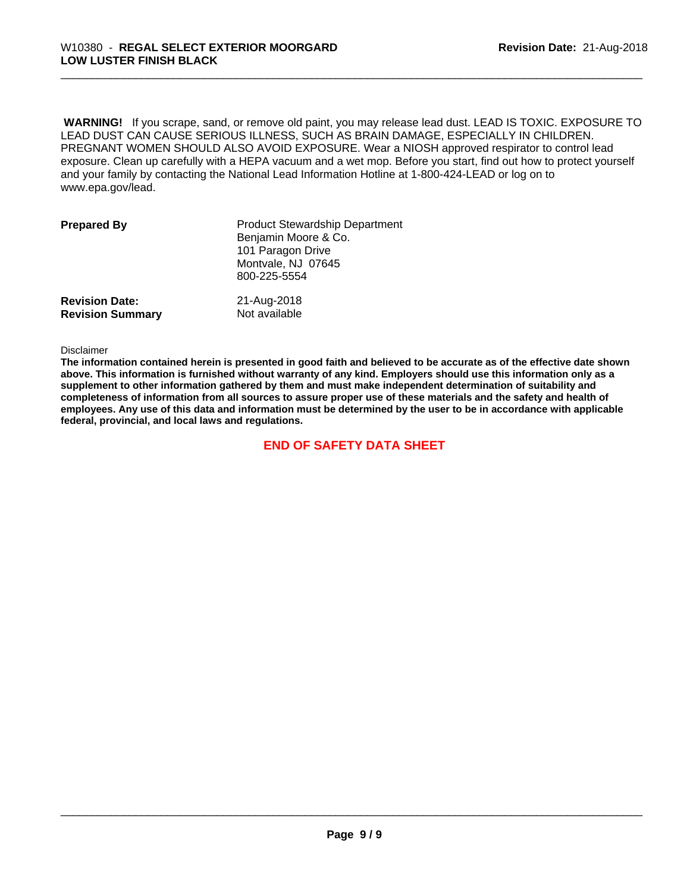**WARNING!** If you scrape, sand, or remove old paint, you may release lead dust. LEAD IS TOXIC. EXPOSURE TO LEAD DUST CAN CAUSE SERIOUS ILLNESS, SUCH AS BRAIN DAMAGE, ESPECIALLY IN CHILDREN. PREGNANT WOMEN SHOULD ALSO AVOID EXPOSURE. Wear a NIOSH approved respirator to control lead exposure. Clean up carefully with a HEPA vacuum and a wet mop. Before you start, find out how to protect yourself and your family by contacting the National Lead Information Hotline at 1-800-424-LEAD or log on to www.epa.gov/lead.

| | |
|---|---|
| **Prepared By** | Product Stewardship Department<br>Benjamin Moore & Co.<br>101 Paragon Drive<br>Montvale, NJ 07645<br>800-225-5554 |
| **Revision Date:** | 21-Aug-2018 |
| **Revision Summary** | Not available |

Disclaimer

**The information contained herein is presented in good faith and believed to be accurate as of the effective date shown above. This information is furnished without warranty of any kind. Employers should use this information only as a supplement to other information gathered by them and must make independent determination of suitability and completeness of information from all sources to assure proper use of these materials and the safety and health of employees. Any use of this data and information must be determined by the user to be in accordance with applicable federal, provincial, and local laws and regulations.**

**END OF SAFETY DATA SHEET**